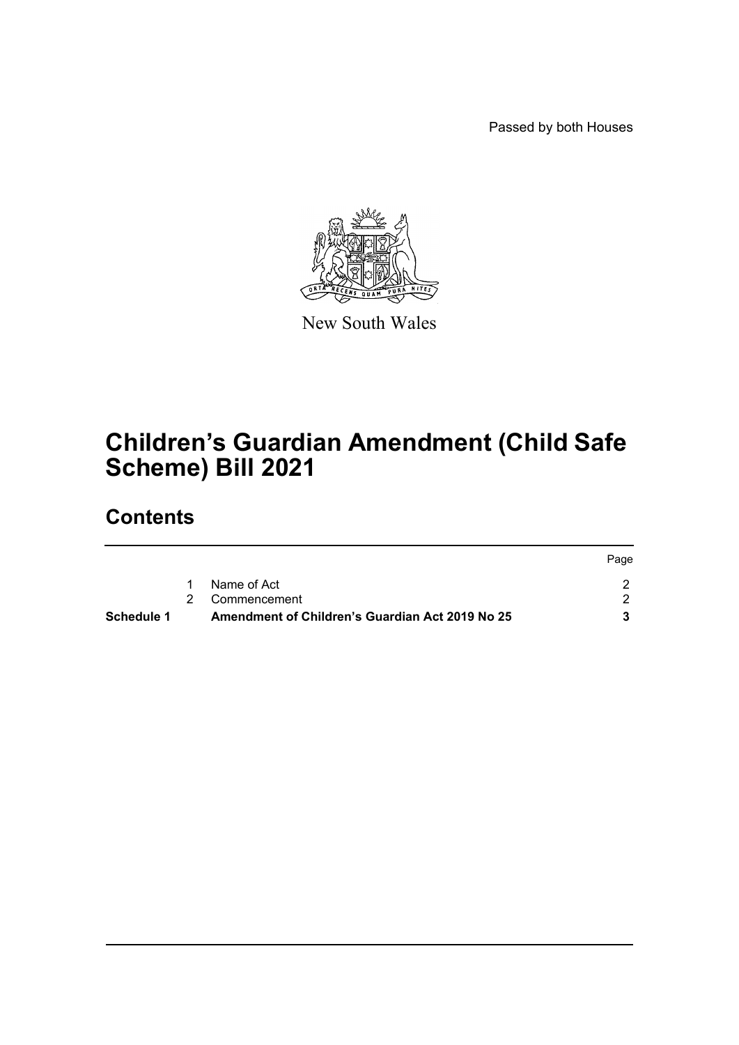Passed by both Houses

New South Wales

# Children's Guardian Amendment (Child Safe Scheme) Bill 2021

## Contents

| | | | Page |
|---|---|---|---|
| | 1 | Name of Act | 2 |
| | 2 | Commencement | 2 |
| **Schedule 1** | | **Amendment of Children's Guardian Act 2019 No 25** | **3** |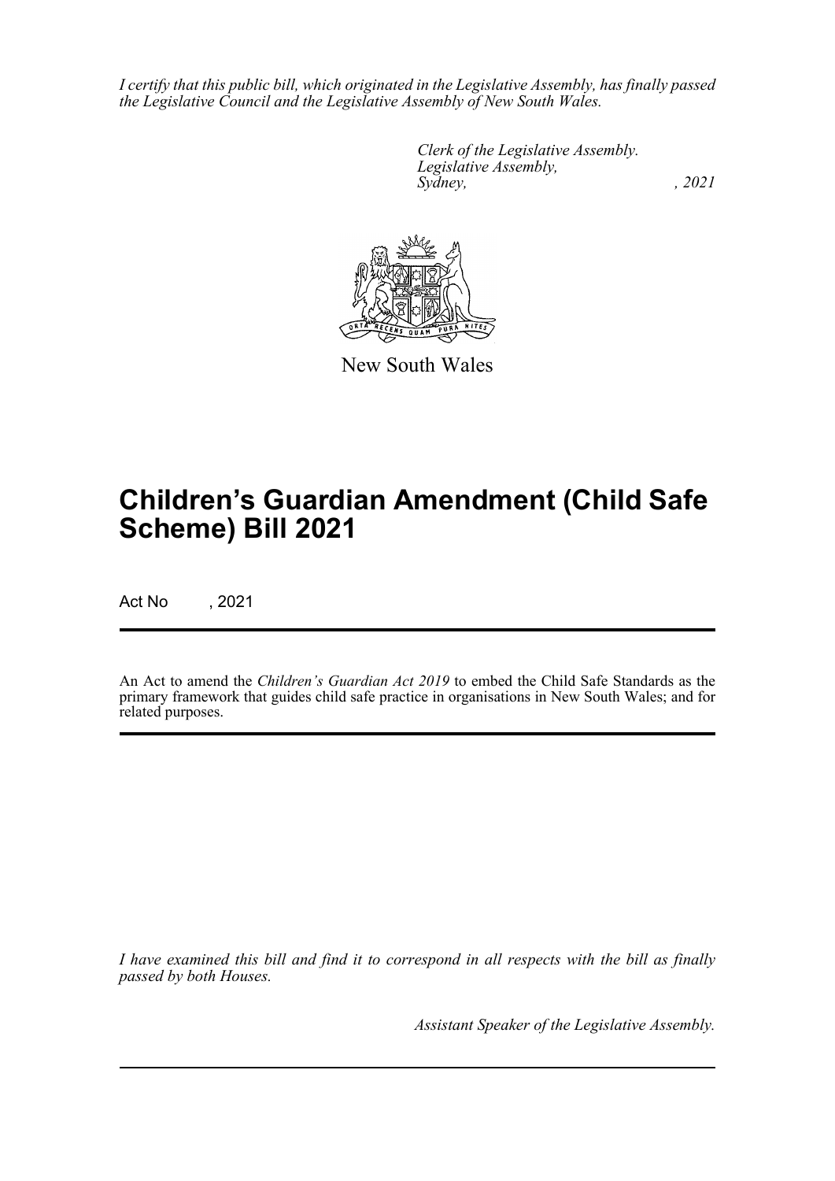*I certify that this public bill, which originated in the Legislative Assembly, has finally passed the Legislative Council and the Legislative Assembly of New South Wales.*

*Clerk of the Legislative Assembly.*
*Legislative Assembly,*
*Sydney, , 2021*

New South Wales

# Children's Guardian Amendment (Child Safe Scheme) Bill 2021

Act No , 2021

An Act to amend the *Children's Guardian Act 2019* to embed the Child Safe Standards as the primary framework that guides child safe practice in organisations in New South Wales; and for related purposes.

*I have examined this bill and find it to correspond in all respects with the bill as finally passed by both Houses.*

*Assistant Speaker of the Legislative Assembly.*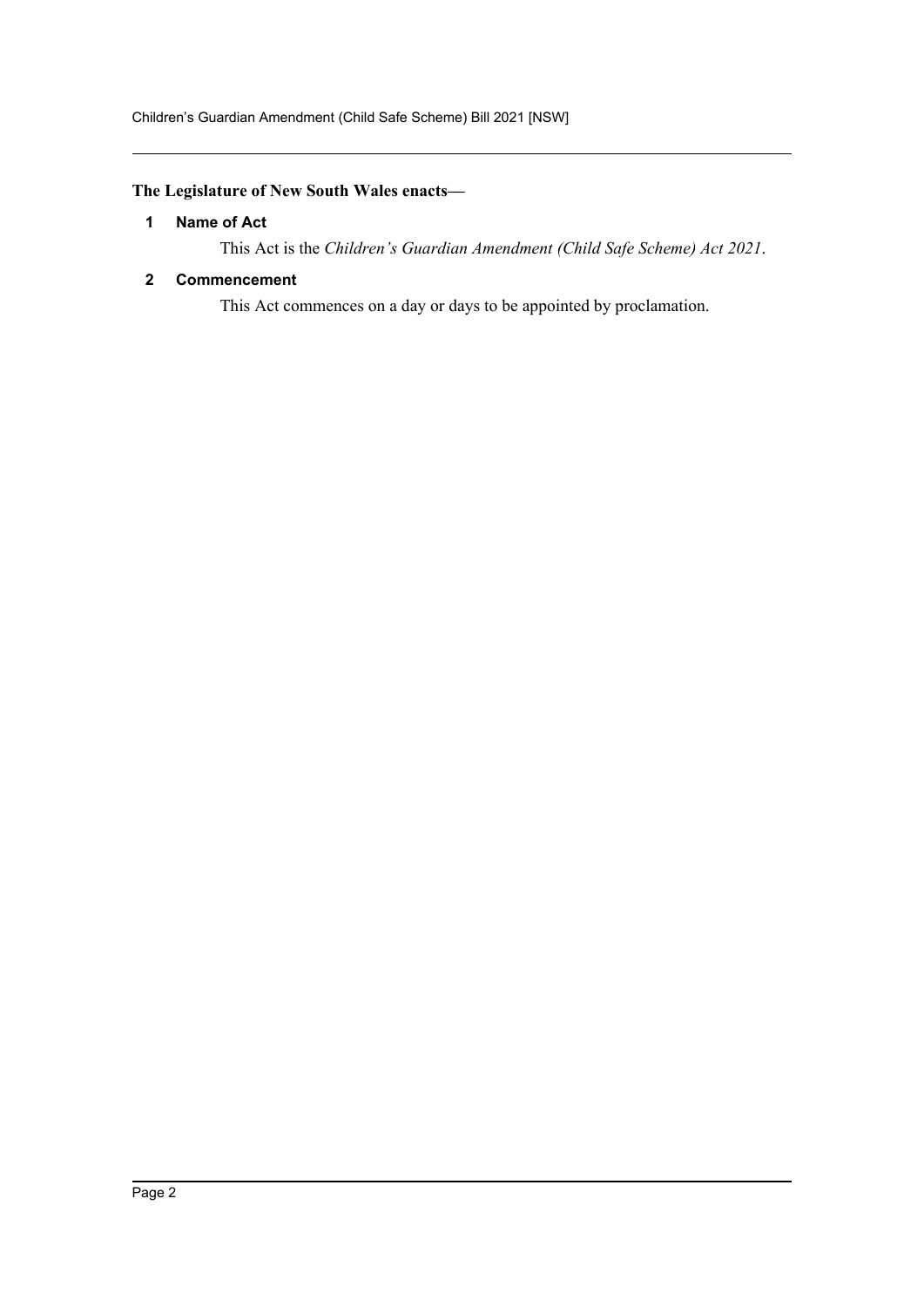**The Legislature of New South Wales enacts—**

### 1 Name of Act

This Act is the *Children's Guardian Amendment (Child Safe Scheme) Act 2021*.

### 2 Commencement

This Act commences on a day or days to be appointed by proclamation.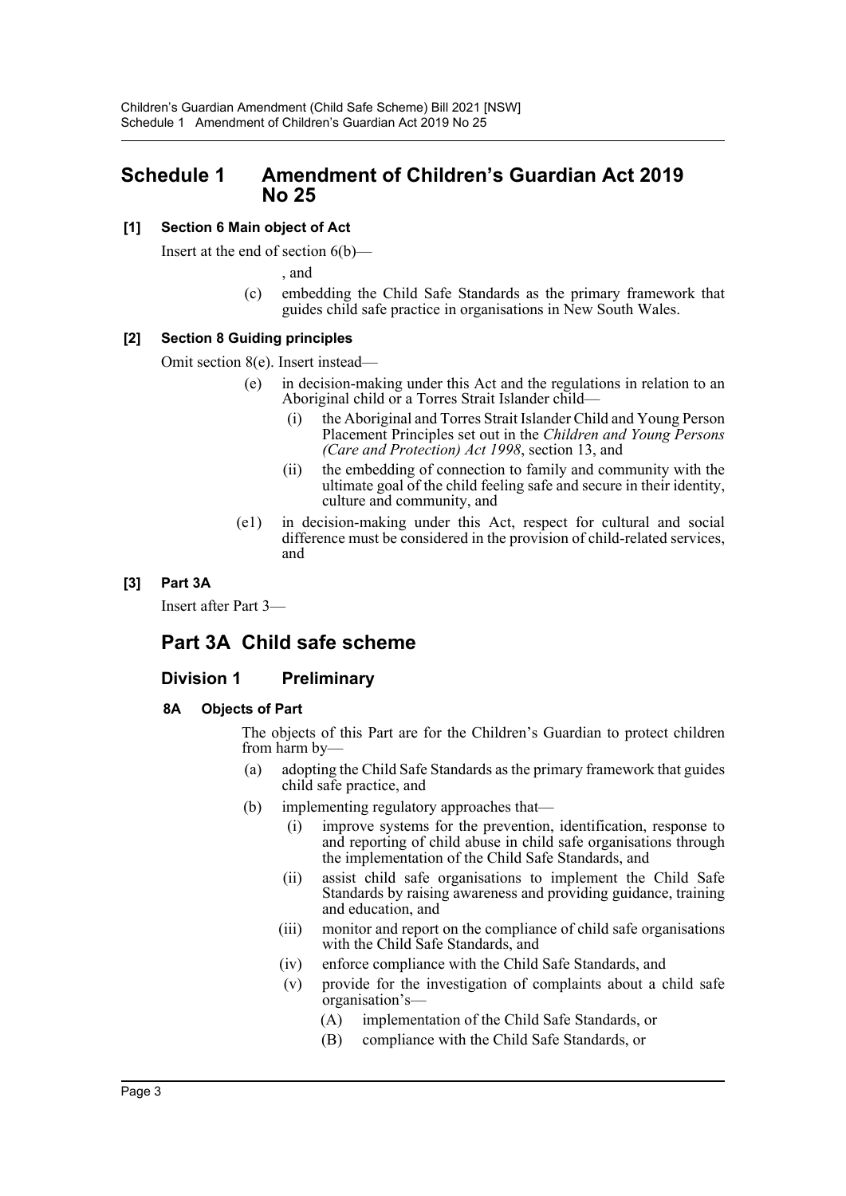# Schedule 1 Amendment of Children's Guardian Act 2019 No 25

**[1] Section 6 Main object of Act**

Insert at the end of section 6(b)—

, and

(c) embedding the Child Safe Standards as the primary framework that guides child safe practice in organisations in New South Wales.

**[2] Section 8 Guiding principles**

Omit section 8(e). Insert instead—

(e) in decision-making under this Act and the regulations in relation to an Aboriginal child or a Torres Strait Islander child—

(i) the Aboriginal and Torres Strait Islander Child and Young Person Placement Principles set out in the *Children and Young Persons (Care and Protection) Act 1998*, section 13, and

(ii) the embedding of connection to family and community with the ultimate goal of the child feeling safe and secure in their identity, culture and community, and

(e1) in decision-making under this Act, respect for cultural and social difference must be considered in the provision of child-related services, and

**[3] Part 3A**

Insert after Part 3—

## Part 3A Child safe scheme

### Division 1 Preliminary

**8A Objects of Part**

The objects of this Part are for the Children's Guardian to protect children from harm by—

(a) adopting the Child Safe Standards as the primary framework that guides child safe practice, and

(b) implementing regulatory approaches that—

(i) improve systems for the prevention, identification, response to and reporting of child abuse in child safe organisations through the implementation of the Child Safe Standards, and

(ii) assist child safe organisations to implement the Child Safe Standards by raising awareness and providing guidance, training and education, and

(iii) monitor and report on the compliance of child safe organisations with the Child Safe Standards, and

(iv) enforce compliance with the Child Safe Standards, and

(v) provide for the investigation of complaints about a child safe organisation's—

(A) implementation of the Child Safe Standards, or

(B) compliance with the Child Safe Standards, or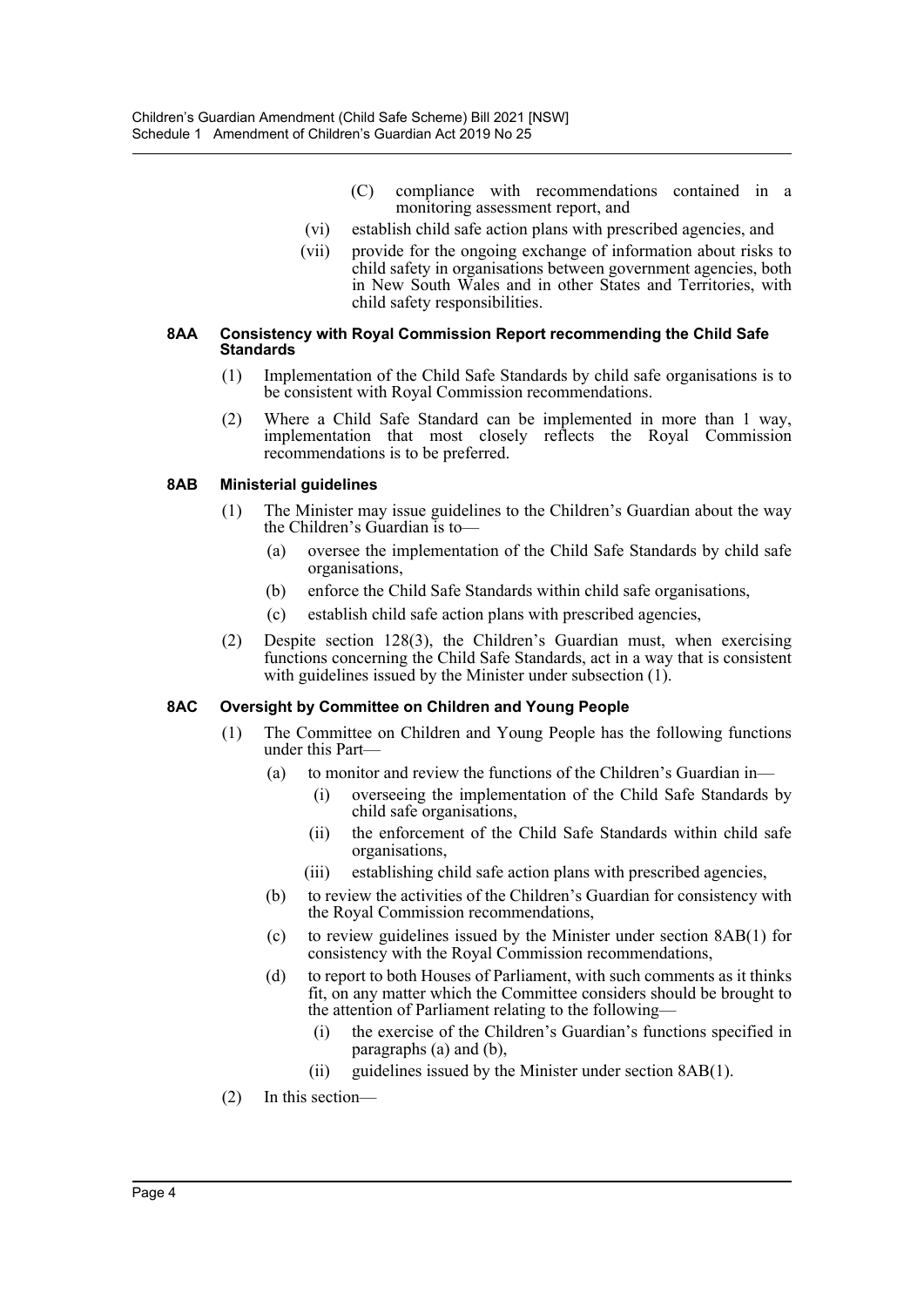(C) compliance with recommendations contained in a monitoring assessment report, and

(vi) establish child safe action plans with prescribed agencies, and

(vii) provide for the ongoing exchange of information about risks to child safety in organisations between government agencies, both in New South Wales and in other States and Territories, with child safety responsibilities.

**8AA Consistency with Royal Commission Report recommending the Child Safe Standards**

(1) Implementation of the Child Safe Standards by child safe organisations is to be consistent with Royal Commission recommendations.

(2) Where a Child Safe Standard can be implemented in more than 1 way, implementation that most closely reflects the Royal Commission recommendations is to be preferred.

**8AB Ministerial guidelines**

(1) The Minister may issue guidelines to the Children's Guardian about the way the Children's Guardian is to—

(a) oversee the implementation of the Child Safe Standards by child safe organisations,

(b) enforce the Child Safe Standards within child safe organisations,

(c) establish child safe action plans with prescribed agencies,

(2) Despite section 128(3), the Children's Guardian must, when exercising functions concerning the Child Safe Standards, act in a way that is consistent with guidelines issued by the Minister under subsection (1).

**8AC Oversight by Committee on Children and Young People**

(1) The Committee on Children and Young People has the following functions under this Part—

(a) to monitor and review the functions of the Children's Guardian in—

(i) overseeing the implementation of the Child Safe Standards by child safe organisations,

(ii) the enforcement of the Child Safe Standards within child safe organisations,

(iii) establishing child safe action plans with prescribed agencies,

(b) to review the activities of the Children's Guardian for consistency with the Royal Commission recommendations,

(c) to review guidelines issued by the Minister under section 8AB(1) for consistency with the Royal Commission recommendations,

(d) to report to both Houses of Parliament, with such comments as it thinks fit, on any matter which the Committee considers should be brought to the attention of Parliament relating to the following—

(i) the exercise of the Children's Guardian's functions specified in paragraphs (a) and (b),

(ii) guidelines issued by the Minister under section 8AB(1).

(2) In this section—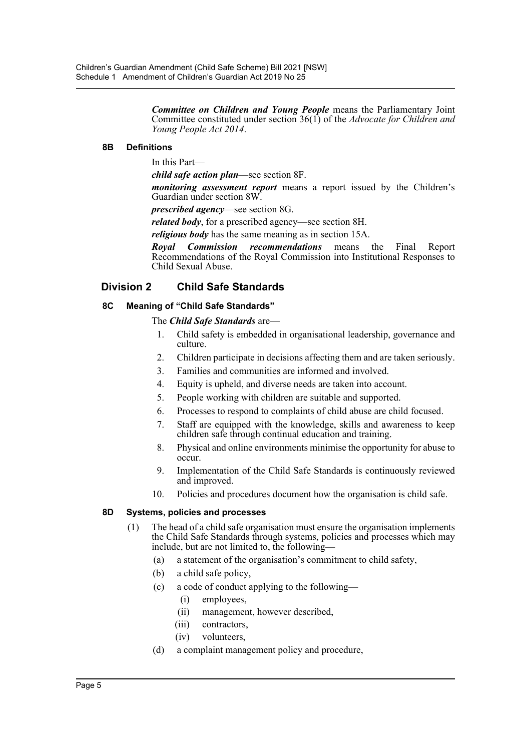***Committee on Children and Young People*** means the Parliamentary Joint Committee constituted under section 36(1) of the *Advocate for Children and Young People Act 2014*.

#### 8B Definitions

In this Part—

***child safe action plan***—see section 8F.

***monitoring assessment report*** means a report issued by the Children's Guardian under section 8W.

***prescribed agency***—see section 8G.

***related body***, for a prescribed agency—see section 8H.

***religious body*** has the same meaning as in section 15A.

***Royal Commission recommendations*** means the Final Report Recommendations of the Royal Commission into Institutional Responses to Child Sexual Abuse.

### Division 2 Child Safe Standards

#### 8C Meaning of "Child Safe Standards"

The ***Child Safe Standards*** are—

1. Child safety is embedded in organisational leadership, governance and culture.
2. Children participate in decisions affecting them and are taken seriously.
3. Families and communities are informed and involved.
4. Equity is upheld, and diverse needs are taken into account.
5. People working with children are suitable and supported.
6. Processes to respond to complaints of child abuse are child focused.
7. Staff are equipped with the knowledge, skills and awareness to keep children safe through continual education and training.
8. Physical and online environments minimise the opportunity for abuse to occur.
9. Implementation of the Child Safe Standards is continuously reviewed and improved.
10. Policies and procedures document how the organisation is child safe.

#### 8D Systems, policies and processes

(1) The head of a child safe organisation must ensure the organisation implements the Child Safe Standards through systems, policies and processes which may include, but are not limited to, the following—

(a) a statement of the organisation's commitment to child safety,

(b) a child safe policy,

(c) a code of conduct applying to the following—

(i) employees,

(ii) management, however described,

(iii) contractors,

(iv) volunteers,

(d) a complaint management policy and procedure,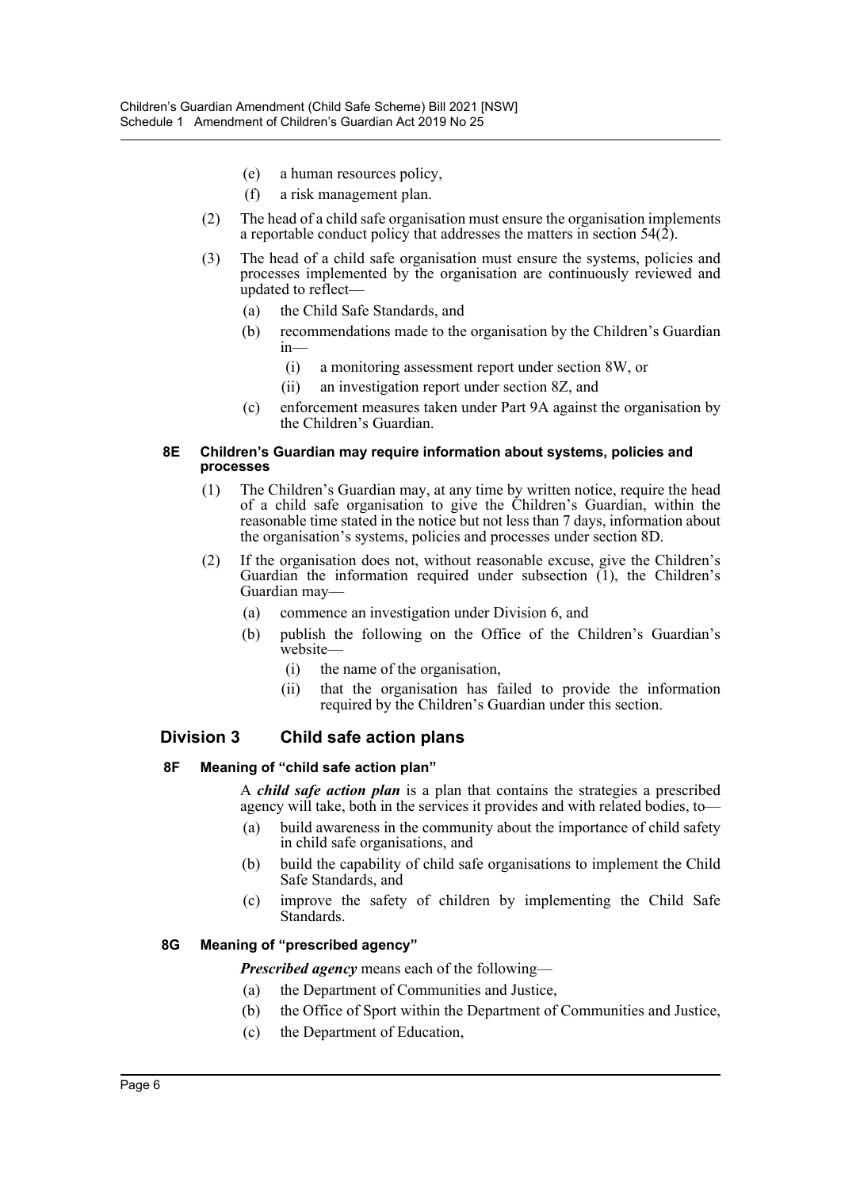(e) a human resources policy,

(f) a risk management plan.

(2) The head of a child safe organisation must ensure the organisation implements a reportable conduct policy that addresses the matters in section 54(2).

(3) The head of a child safe organisation must ensure the systems, policies and processes implemented by the organisation are continuously reviewed and updated to reflect—

(a) the Child Safe Standards, and

(b) recommendations made to the organisation by the Children's Guardian in—

(i) a monitoring assessment report under section 8W, or

(ii) an investigation report under section 8Z, and

(c) enforcement measures taken under Part 9A against the organisation by the Children's Guardian.

#### 8E Children's Guardian may require information about systems, policies and processes

(1) The Children's Guardian may, at any time by written notice, require the head of a child safe organisation to give the Children's Guardian, within the reasonable time stated in the notice but not less than 7 days, information about the organisation's systems, policies and processes under section 8D.

(2) If the organisation does not, without reasonable excuse, give the Children's Guardian the information required under subsection (1), the Children's Guardian may—

(a) commence an investigation under Division 6, and

(b) publish the following on the Office of the Children's Guardian's website—

(i) the name of the organisation,

(ii) that the organisation has failed to provide the information required by the Children's Guardian under this section.

### Division 3 Child safe action plans

#### 8F Meaning of "child safe action plan"

A ***child safe action plan*** is a plan that contains the strategies a prescribed agency will take, both in the services it provides and with related bodies, to—

(a) build awareness in the community about the importance of child safety in child safe organisations, and

(b) build the capability of child safe organisations to implement the Child Safe Standards, and

(c) improve the safety of children by implementing the Child Safe Standards.

#### 8G Meaning of "prescribed agency"

***Prescribed agency*** means each of the following—

(a) the Department of Communities and Justice,

(b) the Office of Sport within the Department of Communities and Justice,

(c) the Department of Education,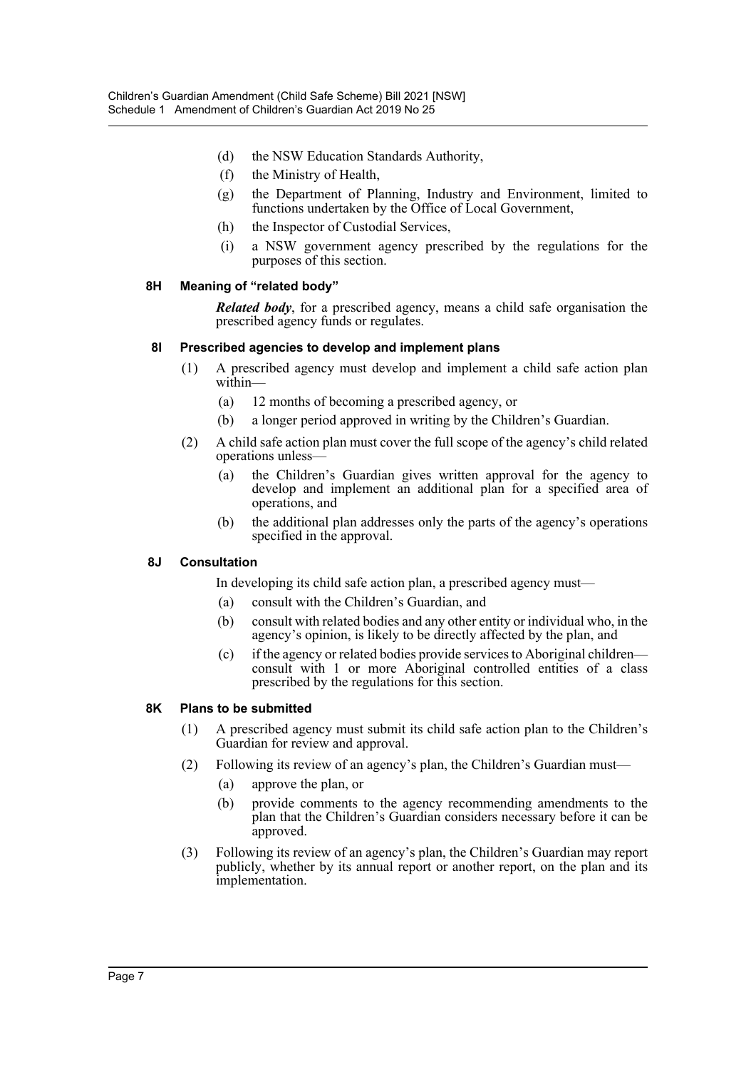(d) the NSW Education Standards Authority,

(f) the Ministry of Health,

(g) the Department of Planning, Industry and Environment, limited to functions undertaken by the Office of Local Government,

(h) the Inspector of Custodial Services,

(i) a NSW government agency prescribed by the regulations for the purposes of this section.

#### 8H Meaning of "related body"

***Related body***, for a prescribed agency, means a child safe organisation the prescribed agency funds or regulates.

#### 8I Prescribed agencies to develop and implement plans

(1) A prescribed agency must develop and implement a child safe action plan within—

(a) 12 months of becoming a prescribed agency, or

(b) a longer period approved in writing by the Children's Guardian.

(2) A child safe action plan must cover the full scope of the agency's child related operations unless—

(a) the Children's Guardian gives written approval for the agency to develop and implement an additional plan for a specified area of operations, and

(b) the additional plan addresses only the parts of the agency's operations specified in the approval.

#### 8J Consultation

In developing its child safe action plan, a prescribed agency must—

(a) consult with the Children's Guardian, and

(b) consult with related bodies and any other entity or individual who, in the agency's opinion, is likely to be directly affected by the plan, and

(c) if the agency or related bodies provide services to Aboriginal children—consult with 1 or more Aboriginal controlled entities of a class prescribed by the regulations for this section.

#### 8K Plans to be submitted

(1) A prescribed agency must submit its child safe action plan to the Children's Guardian for review and approval.

(2) Following its review of an agency's plan, the Children's Guardian must—

(a) approve the plan, or

(b) provide comments to the agency recommending amendments to the plan that the Children's Guardian considers necessary before it can be approved.

(3) Following its review of an agency's plan, the Children's Guardian may report publicly, whether by its annual report or another report, on the plan and its implementation.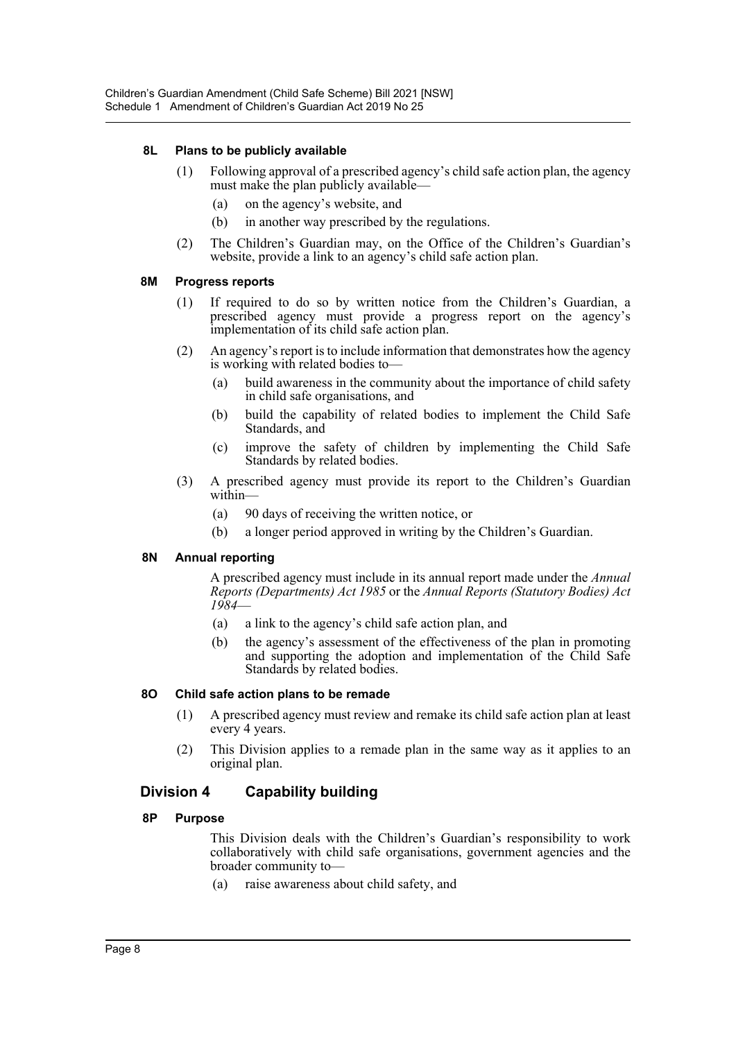#### 8L Plans to be publicly available

(1) Following approval of a prescribed agency's child safe action plan, the agency must make the plan publicly available—

(a) on the agency's website, and

(b) in another way prescribed by the regulations.

(2) The Children's Guardian may, on the Office of the Children's Guardian's website, provide a link to an agency's child safe action plan.

#### 8M Progress reports

(1) If required to do so by written notice from the Children's Guardian, a prescribed agency must provide a progress report on the agency's implementation of its child safe action plan.

(2) An agency's report is to include information that demonstrates how the agency is working with related bodies to—

(a) build awareness in the community about the importance of child safety in child safe organisations, and

(b) build the capability of related bodies to implement the Child Safe Standards, and

(c) improve the safety of children by implementing the Child Safe Standards by related bodies.

(3) A prescribed agency must provide its report to the Children's Guardian within—

(a) 90 days of receiving the written notice, or

(b) a longer period approved in writing by the Children's Guardian.

#### 8N Annual reporting

A prescribed agency must include in its annual report made under the *Annual Reports (Departments) Act 1985* or the *Annual Reports (Statutory Bodies) Act 1984*—

(a) a link to the agency's child safe action plan, and

(b) the agency's assessment of the effectiveness of the plan in promoting and supporting the adoption and implementation of the Child Safe Standards by related bodies.

#### 8O Child safe action plans to be remade

(1) A prescribed agency must review and remake its child safe action plan at least every 4 years.

(2) This Division applies to a remade plan in the same way as it applies to an original plan.

### Division 4 Capability building

#### 8P Purpose

This Division deals with the Children's Guardian's responsibility to work collaboratively with child safe organisations, government agencies and the broader community to—

(a) raise awareness about child safety, and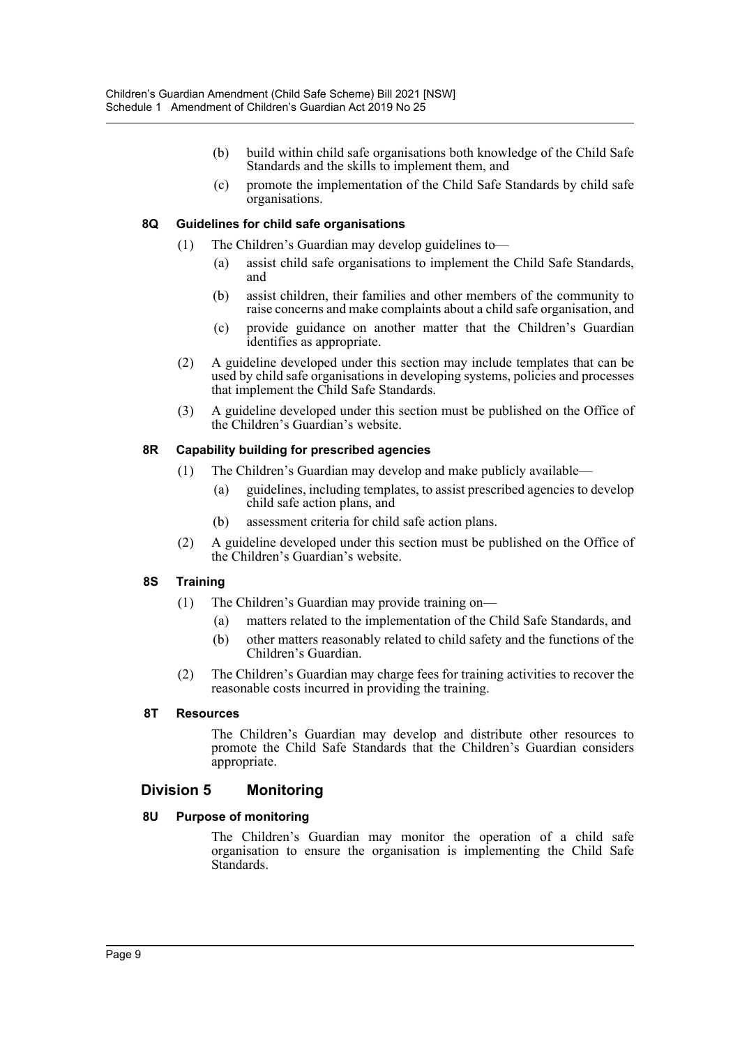(b) build within child safe organisations both knowledge of the Child Safe Standards and the skills to implement them, and

(c) promote the implementation of the Child Safe Standards by child safe organisations.

#### 8Q Guidelines for child safe organisations

(1) The Children's Guardian may develop guidelines to—

(a) assist child safe organisations to implement the Child Safe Standards, and

(b) assist children, their families and other members of the community to raise concerns and make complaints about a child safe organisation, and

(c) provide guidance on another matter that the Children's Guardian identifies as appropriate.

(2) A guideline developed under this section may include templates that can be used by child safe organisations in developing systems, policies and processes that implement the Child Safe Standards.

(3) A guideline developed under this section must be published on the Office of the Children's Guardian's website.

#### 8R Capability building for prescribed agencies

(1) The Children's Guardian may develop and make publicly available—

(a) guidelines, including templates, to assist prescribed agencies to develop child safe action plans, and

(b) assessment criteria for child safe action plans.

(2) A guideline developed under this section must be published on the Office of the Children's Guardian's website.

#### 8S Training

(1) The Children's Guardian may provide training on—

(a) matters related to the implementation of the Child Safe Standards, and

(b) other matters reasonably related to child safety and the functions of the Children's Guardian.

(2) The Children's Guardian may charge fees for training activities to recover the reasonable costs incurred in providing the training.

#### 8T Resources

The Children's Guardian may develop and distribute other resources to promote the Child Safe Standards that the Children's Guardian considers appropriate.

### Division 5 Monitoring

#### 8U Purpose of monitoring

The Children's Guardian may monitor the operation of a child safe organisation to ensure the organisation is implementing the Child Safe Standards.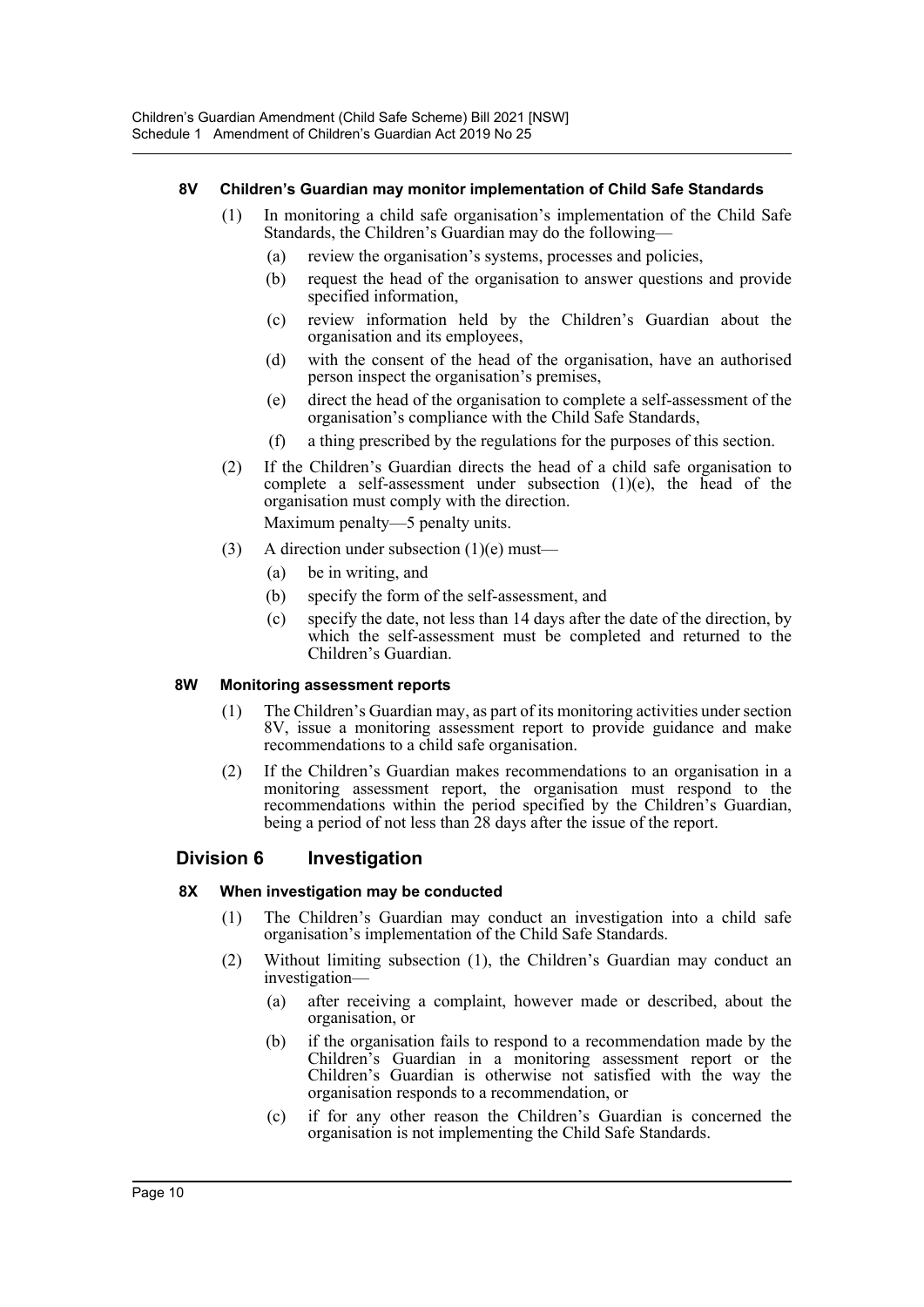#### 8V Children's Guardian may monitor implementation of Child Safe Standards

(1) In monitoring a child safe organisation's implementation of the Child Safe Standards, the Children's Guardian may do the following—

(a) review the organisation's systems, processes and policies,

(b) request the head of the organisation to answer questions and provide specified information,

(c) review information held by the Children's Guardian about the organisation and its employees,

(d) with the consent of the head of the organisation, have an authorised person inspect the organisation's premises,

(e) direct the head of the organisation to complete a self-assessment of the organisation's compliance with the Child Safe Standards,

(f) a thing prescribed by the regulations for the purposes of this section.

(2) If the Children's Guardian directs the head of a child safe organisation to complete a self-assessment under subsection (1)(e), the head of the organisation must comply with the direction.

Maximum penalty—5 penalty units.

(3) A direction under subsection (1)(e) must—

(a) be in writing, and

(b) specify the form of the self-assessment, and

(c) specify the date, not less than 14 days after the date of the direction, by which the self-assessment must be completed and returned to the Children's Guardian.

#### 8W Monitoring assessment reports

(1) The Children's Guardian may, as part of its monitoring activities under section 8V, issue a monitoring assessment report to provide guidance and make recommendations to a child safe organisation.

(2) If the Children's Guardian makes recommendations to an organisation in a monitoring assessment report, the organisation must respond to the recommendations within the period specified by the Children's Guardian, being a period of not less than 28 days after the issue of the report.

### Division 6 Investigation

#### 8X When investigation may be conducted

(1) The Children's Guardian may conduct an investigation into a child safe organisation's implementation of the Child Safe Standards.

(2) Without limiting subsection (1), the Children's Guardian may conduct an investigation—

(a) after receiving a complaint, however made or described, about the organisation, or

(b) if the organisation fails to respond to a recommendation made by the Children's Guardian in a monitoring assessment report or the Children's Guardian is otherwise not satisfied with the way the organisation responds to a recommendation, or

(c) if for any other reason the Children's Guardian is concerned the organisation is not implementing the Child Safe Standards.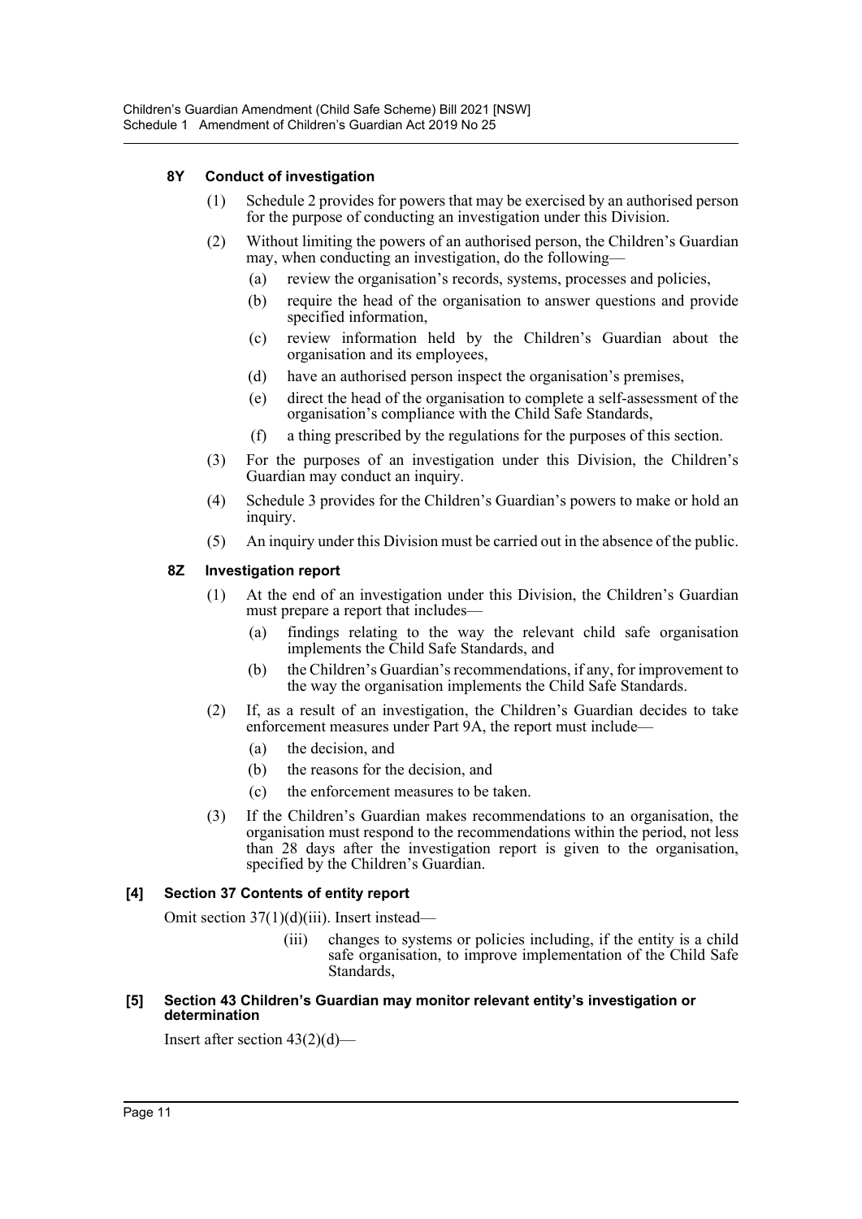### 8Y Conduct of investigation

(1) Schedule 2 provides for powers that may be exercised by an authorised person for the purpose of conducting an investigation under this Division.

(2) Without limiting the powers of an authorised person, the Children's Guardian may, when conducting an investigation, do the following—

- (a) review the organisation's records, systems, processes and policies,
- (b) require the head of the organisation to answer questions and provide specified information,
- (c) review information held by the Children's Guardian about the organisation and its employees,
- (d) have an authorised person inspect the organisation's premises,
- (e) direct the head of the organisation to complete a self-assessment of the organisation's compliance with the Child Safe Standards,
- (f) a thing prescribed by the regulations for the purposes of this section.

(3) For the purposes of an investigation under this Division, the Children's Guardian may conduct an inquiry.

(4) Schedule 3 provides for the Children's Guardian's powers to make or hold an inquiry.

(5) An inquiry under this Division must be carried out in the absence of the public.

### 8Z Investigation report

(1) At the end of an investigation under this Division, the Children's Guardian must prepare a report that includes—

- (a) findings relating to the way the relevant child safe organisation implements the Child Safe Standards, and
- (b) the Children's Guardian's recommendations, if any, for improvement to the way the organisation implements the Child Safe Standards.

(2) If, as a result of an investigation, the Children's Guardian decides to take enforcement measures under Part 9A, the report must include—

- (a) the decision, and
- (b) the reasons for the decision, and
- (c) the enforcement measures to be taken.

(3) If the Children's Guardian makes recommendations to an organisation, the organisation must respond to the recommendations within the period, not less than 28 days after the investigation report is given to the organisation, specified by the Children's Guardian.

#### [4] Section 37 Contents of entity report

Omit section 37(1)(d)(iii). Insert instead—

> (iii) changes to systems or policies including, if the entity is a child safe organisation, to improve implementation of the Child Safe Standards,

#### [5] Section 43 Children's Guardian may monitor relevant entity's investigation or determination

Insert after section 43(2)(d)—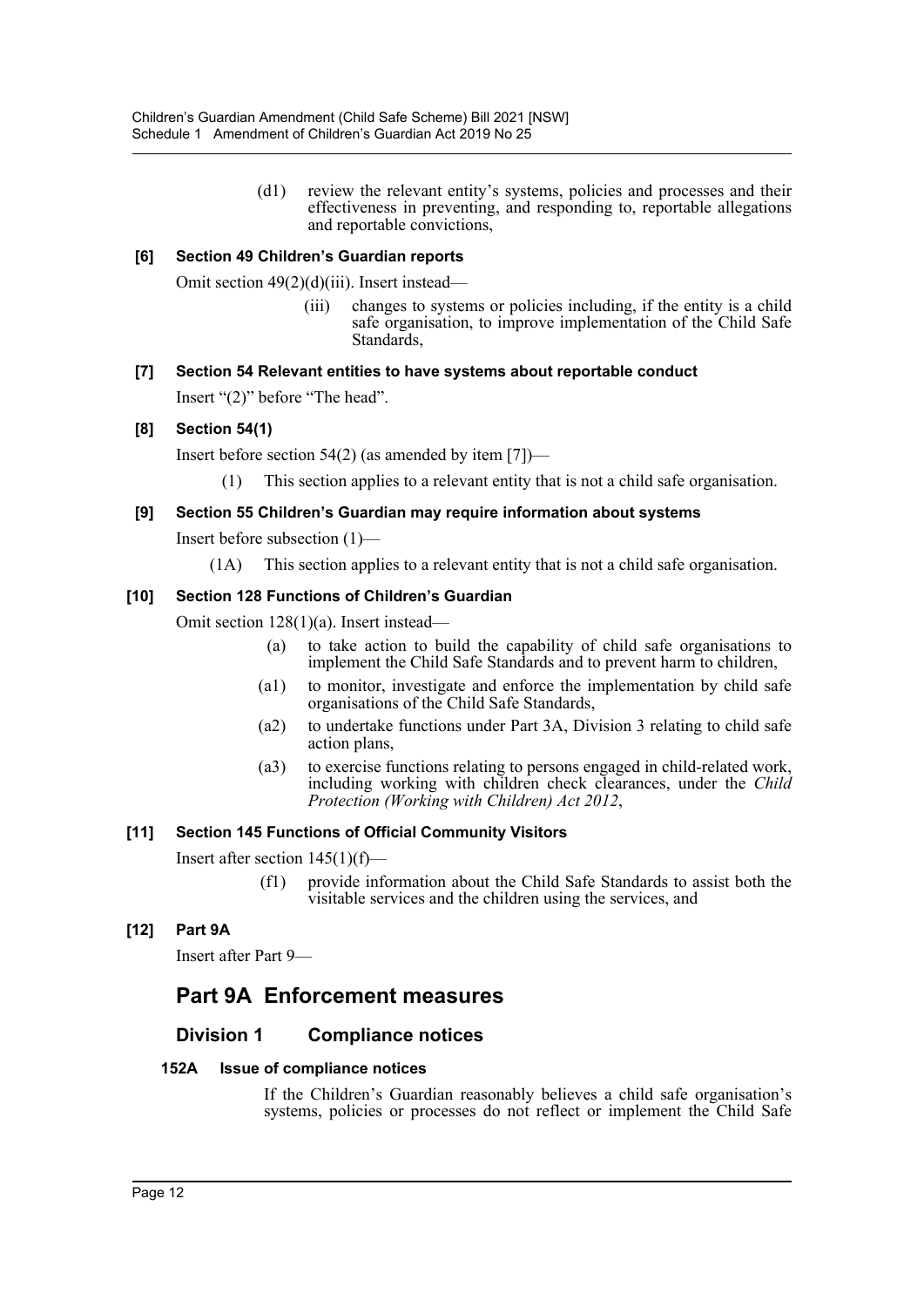(d1) review the relevant entity's systems, policies and processes and their effectiveness in preventing, and responding to, reportable allegations and reportable convictions,

### [6] Section 49 Children's Guardian reports

Omit section 49(2)(d)(iii). Insert instead—

(iii) changes to systems or policies including, if the entity is a child safe organisation, to improve implementation of the Child Safe Standards,

### [7] Section 54 Relevant entities to have systems about reportable conduct

Insert "(2)" before "The head".

### [8] Section 54(1)

Insert before section 54(2) (as amended by item [7])—

(1) This section applies to a relevant entity that is not a child safe organisation.

### [9] Section 55 Children's Guardian may require information about systems

Insert before subsection (1)—

(1A) This section applies to a relevant entity that is not a child safe organisation.

### [10] Section 128 Functions of Children's Guardian

Omit section 128(1)(a). Insert instead—

(a) to take action to build the capability of child safe organisations to implement the Child Safe Standards and to prevent harm to children,

(a1) to monitor, investigate and enforce the implementation by child safe organisations of the Child Safe Standards,

(a2) to undertake functions under Part 3A, Division 3 relating to child safe action plans,

(a3) to exercise functions relating to persons engaged in child-related work, including working with children check clearances, under the *Child Protection (Working with Children) Act 2012*,

### [11] Section 145 Functions of Official Community Visitors

Insert after section 145(1)(f)—

(f1) provide information about the Child Safe Standards to assist both the visitable services and the children using the services, and

### [12] Part 9A

Insert after Part 9—

# Part 9A Enforcement measures

## Division 1 Compliance notices

### 152A Issue of compliance notices

If the Children's Guardian reasonably believes a child safe organisation's systems, policies or processes do not reflect or implement the Child Safe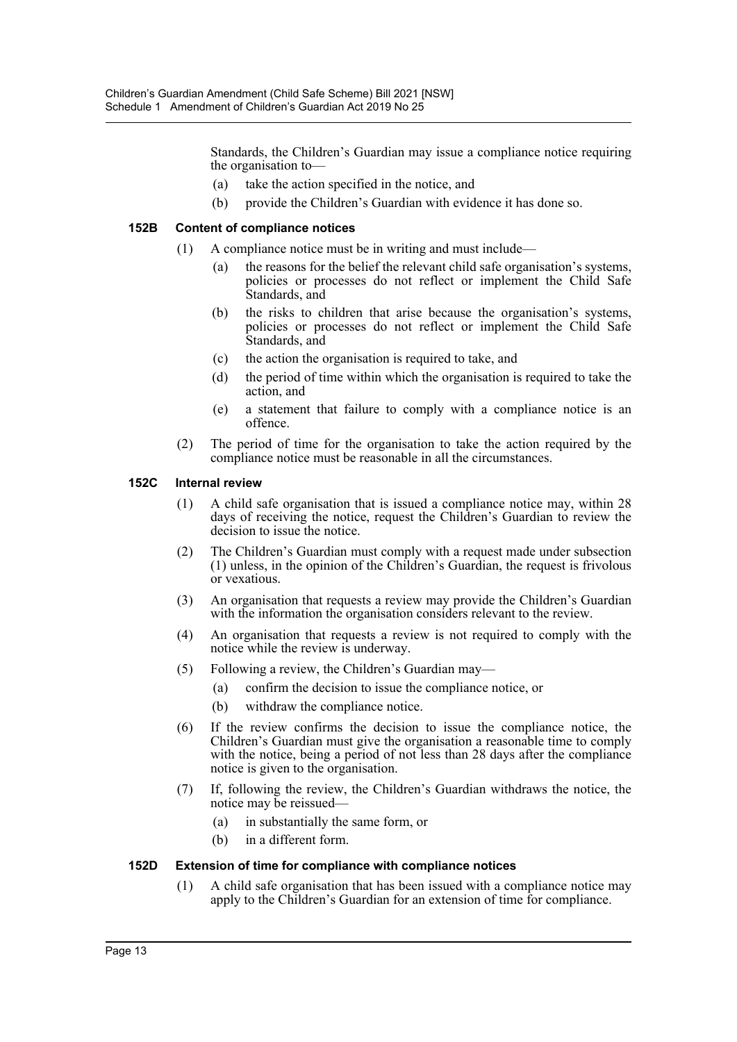Standards, the Children's Guardian may issue a compliance notice requiring the organisation to—

(a) take the action specified in the notice, and

(b) provide the Children's Guardian with evidence it has done so.

### 152B Content of compliance notices

(1) A compliance notice must be in writing and must include—

(a) the reasons for the belief the relevant child safe organisation's systems, policies or processes do not reflect or implement the Child Safe Standards, and

(b) the risks to children that arise because the organisation's systems, policies or processes do not reflect or implement the Child Safe Standards, and

(c) the action the organisation is required to take, and

(d) the period of time within which the organisation is required to take the action, and

(e) a statement that failure to comply with a compliance notice is an offence.

(2) The period of time for the organisation to take the action required by the compliance notice must be reasonable in all the circumstances.

### 152C Internal review

(1) A child safe organisation that is issued a compliance notice may, within 28 days of receiving the notice, request the Children's Guardian to review the decision to issue the notice.

(2) The Children's Guardian must comply with a request made under subsection (1) unless, in the opinion of the Children's Guardian, the request is frivolous or vexatious.

(3) An organisation that requests a review may provide the Children's Guardian with the information the organisation considers relevant to the review.

(4) An organisation that requests a review is not required to comply with the notice while the review is underway.

(5) Following a review, the Children's Guardian may—

(a) confirm the decision to issue the compliance notice, or

(b) withdraw the compliance notice.

(6) If the review confirms the decision to issue the compliance notice, the Children's Guardian must give the organisation a reasonable time to comply with the notice, being a period of not less than 28 days after the compliance notice is given to the organisation.

(7) If, following the review, the Children's Guardian withdraws the notice, the notice may be reissued—

(a) in substantially the same form, or

(b) in a different form.

### 152D Extension of time for compliance with compliance notices

(1) A child safe organisation that has been issued with a compliance notice may apply to the Children's Guardian for an extension of time for compliance.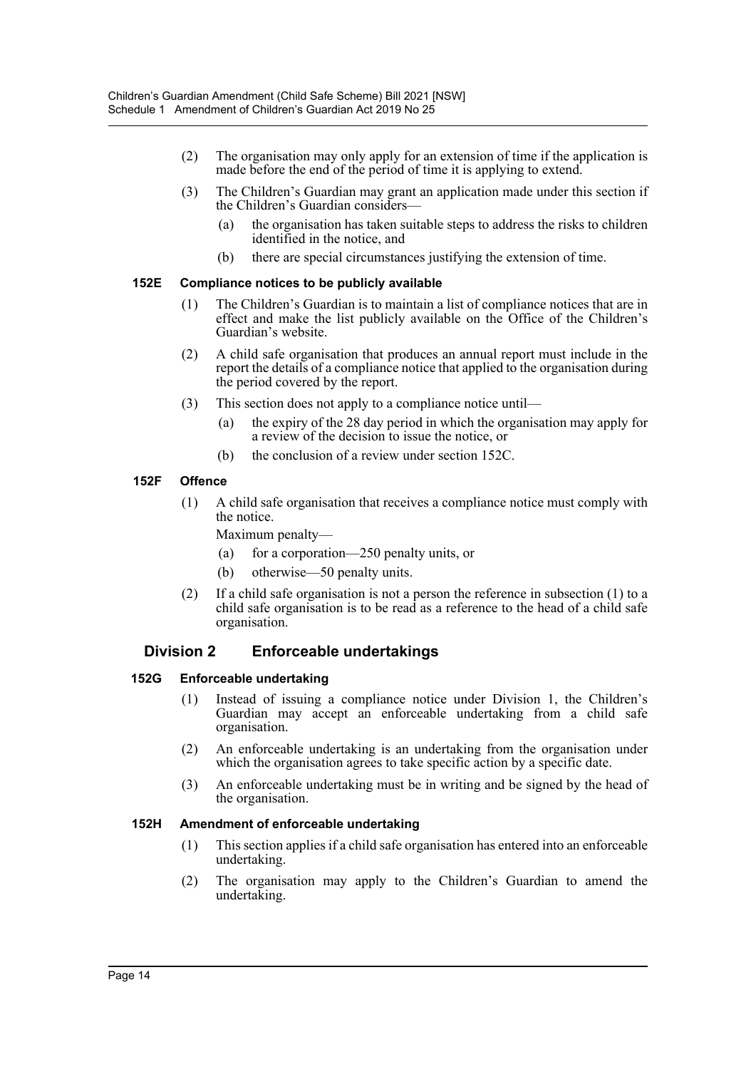(2) The organisation may only apply for an extension of time if the application is made before the end of the period of time it is applying to extend.

(3) The Children's Guardian may grant an application made under this section if the Children's Guardian considers—

(a) the organisation has taken suitable steps to address the risks to children identified in the notice, and

(b) there are special circumstances justifying the extension of time.

#### 152E Compliance notices to be publicly available

(1) The Children's Guardian is to maintain a list of compliance notices that are in effect and make the list publicly available on the Office of the Children's Guardian's website.

(2) A child safe organisation that produces an annual report must include in the report the details of a compliance notice that applied to the organisation during the period covered by the report.

(3) This section does not apply to a compliance notice until—

(a) the expiry of the 28 day period in which the organisation may apply for a review of the decision to issue the notice, or

(b) the conclusion of a review under section 152C.

#### 152F Offence

(1) A child safe organisation that receives a compliance notice must comply with the notice.

Maximum penalty—

(a) for a corporation—250 penalty units, or

(b) otherwise—50 penalty units.

(2) If a child safe organisation is not a person the reference in subsection (1) to a child safe organisation is to be read as a reference to the head of a child safe organisation.

### Division 2 Enforceable undertakings

#### 152G Enforceable undertaking

(1) Instead of issuing a compliance notice under Division 1, the Children's Guardian may accept an enforceable undertaking from a child safe organisation.

(2) An enforceable undertaking is an undertaking from the organisation under which the organisation agrees to take specific action by a specific date.

(3) An enforceable undertaking must be in writing and be signed by the head of the organisation.

#### 152H Amendment of enforceable undertaking

(1) This section applies if a child safe organisation has entered into an enforceable undertaking.

(2) The organisation may apply to the Children's Guardian to amend the undertaking.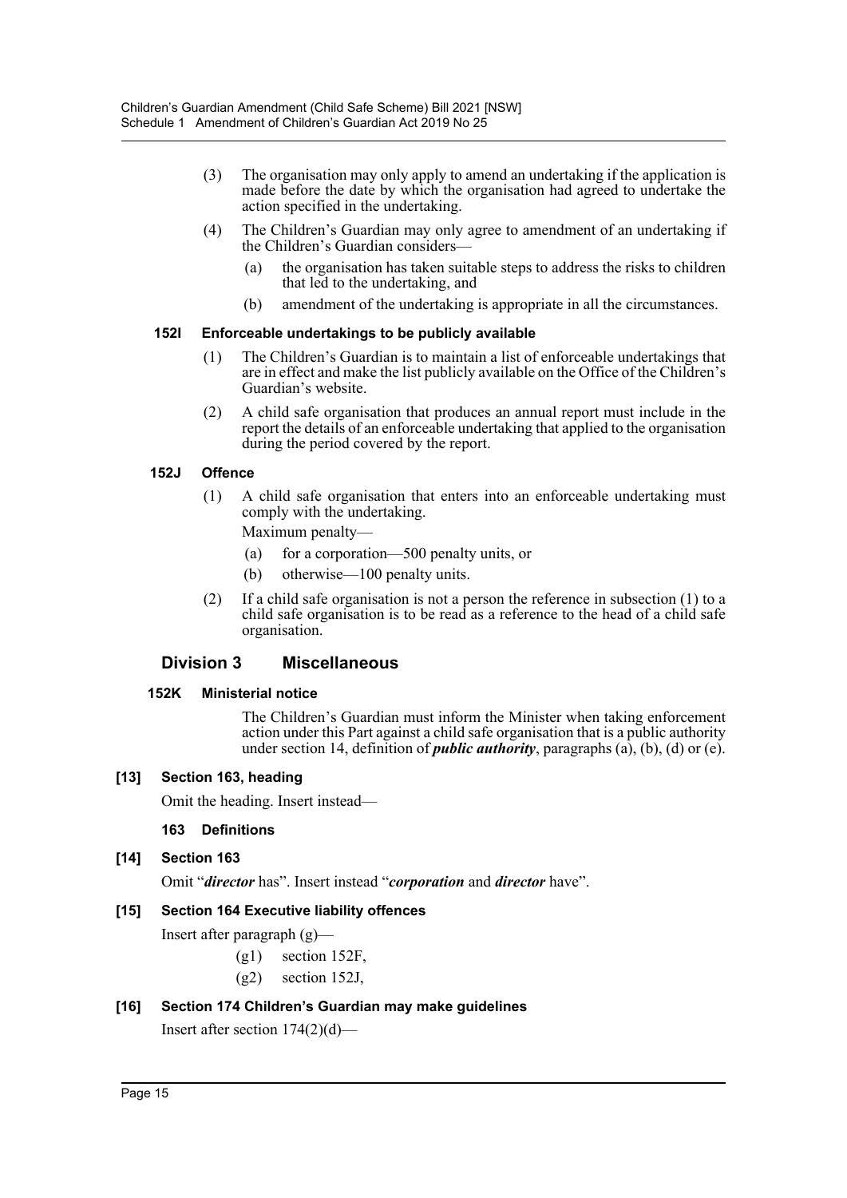(3) The organisation may only apply to amend an undertaking if the application is made before the date by which the organisation had agreed to undertake the action specified in the undertaking.

(4) The Children's Guardian may only agree to amendment of an undertaking if the Children's Guardian considers—

(a) the organisation has taken suitable steps to address the risks to children that led to the undertaking, and

(b) amendment of the undertaking is appropriate in all the circumstances.

#### 152I Enforceable undertakings to be publicly available

(1) The Children's Guardian is to maintain a list of enforceable undertakings that are in effect and make the list publicly available on the Office of the Children's Guardian's website.

(2) A child safe organisation that produces an annual report must include in the report the details of an enforceable undertaking that applied to the organisation during the period covered by the report.

#### 152J Offence

(1) A child safe organisation that enters into an enforceable undertaking must comply with the undertaking.

Maximum penalty—

(a) for a corporation—500 penalty units, or

(b) otherwise—100 penalty units.

(2) If a child safe organisation is not a person the reference in subsection (1) to a child safe organisation is to be read as a reference to the head of a child safe organisation.

### Division 3 Miscellaneous

#### 152K Ministerial notice

The Children's Guardian must inform the Minister when taking enforcement action under this Part against a child safe organisation that is a public authority under section 14, definition of ***public authority***, paragraphs (a), (b), (d) or (e).

#### [13] Section 163, heading

Omit the heading. Insert instead—

**163 Definitions**

#### [14] Section 163

Omit "***director*** has". Insert instead "***corporation*** and ***director*** have".

#### [15] Section 164 Executive liability offences

Insert after paragraph (g)—

(g1) section 152F,

(g2) section 152J,

#### [16] Section 174 Children's Guardian may make guidelines

Insert after section 174(2)(d)—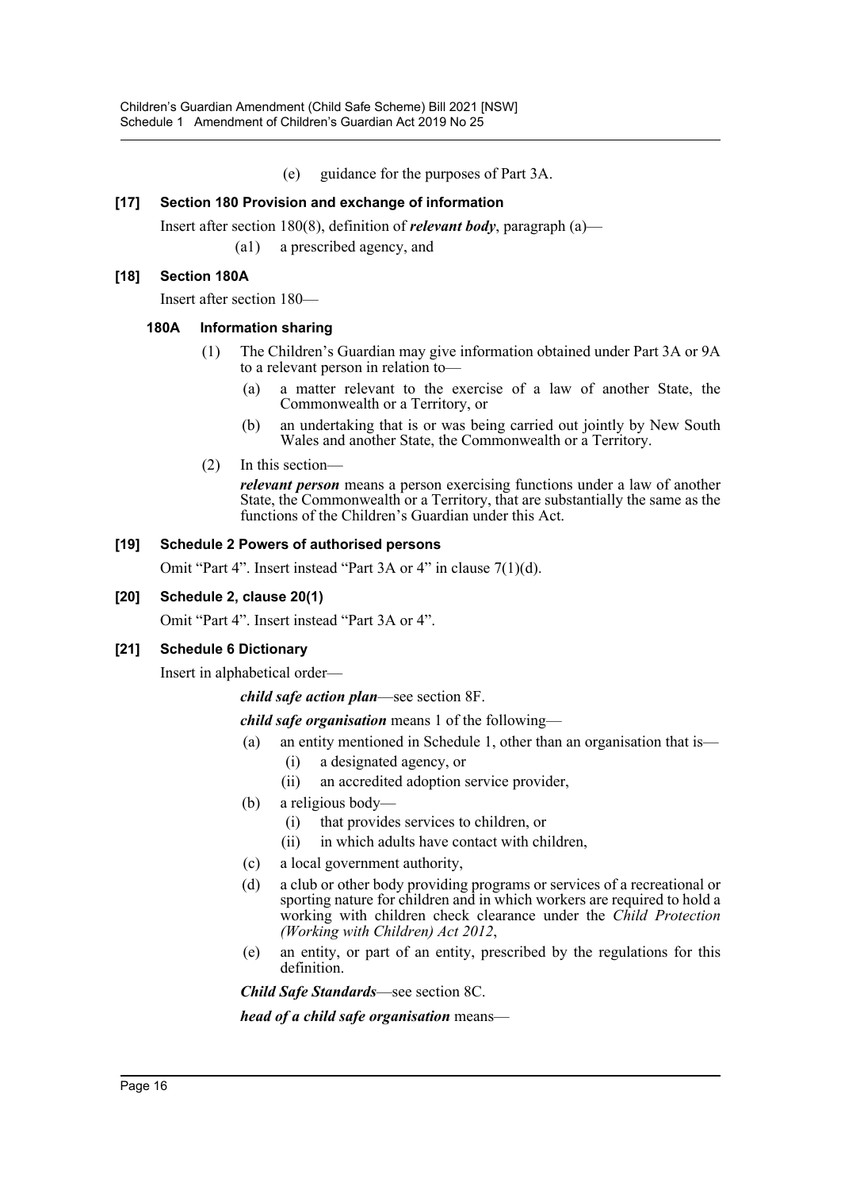(e) guidance for the purposes of Part 3A.

### [17] Section 180 Provision and exchange of information

Insert after section 180(8), definition of ***relevant body***, paragraph (a)—

(a1) a prescribed agency, and

### [18] Section 180A

Insert after section 180—

#### 180A Information sharing

(1) The Children's Guardian may give information obtained under Part 3A or 9A to a relevant person in relation to—

(a) a matter relevant to the exercise of a law of another State, the Commonwealth or a Territory, or

(b) an undertaking that is or was being carried out jointly by New South Wales and another State, the Commonwealth or a Territory.

(2) In this section—

***relevant person*** means a person exercising functions under a law of another State, the Commonwealth or a Territory, that are substantially the same as the functions of the Children's Guardian under this Act.

### [19] Schedule 2 Powers of authorised persons

Omit "Part 4". Insert instead "Part 3A or 4" in clause 7(1)(d).

### [20] Schedule 2, clause 20(1)

Omit "Part 4". Insert instead "Part 3A or 4".

### [21] Schedule 6 Dictionary

Insert in alphabetical order—

***child safe action plan***—see section 8F.

***child safe organisation*** means 1 of the following—

(a) an entity mentioned in Schedule 1, other than an organisation that is—

(i) a designated agency, or

(ii) an accredited adoption service provider,

(b) a religious body—

(i) that provides services to children, or

(ii) in which adults have contact with children,

(c) a local government authority,

(d) a club or other body providing programs or services of a recreational or sporting nature for children and in which workers are required to hold a working with children check clearance under the *Child Protection (Working with Children) Act 2012*,

(e) an entity, or part of an entity, prescribed by the regulations for this definition.

***Child Safe Standards***—see section 8C.

***head of a child safe organisation*** means—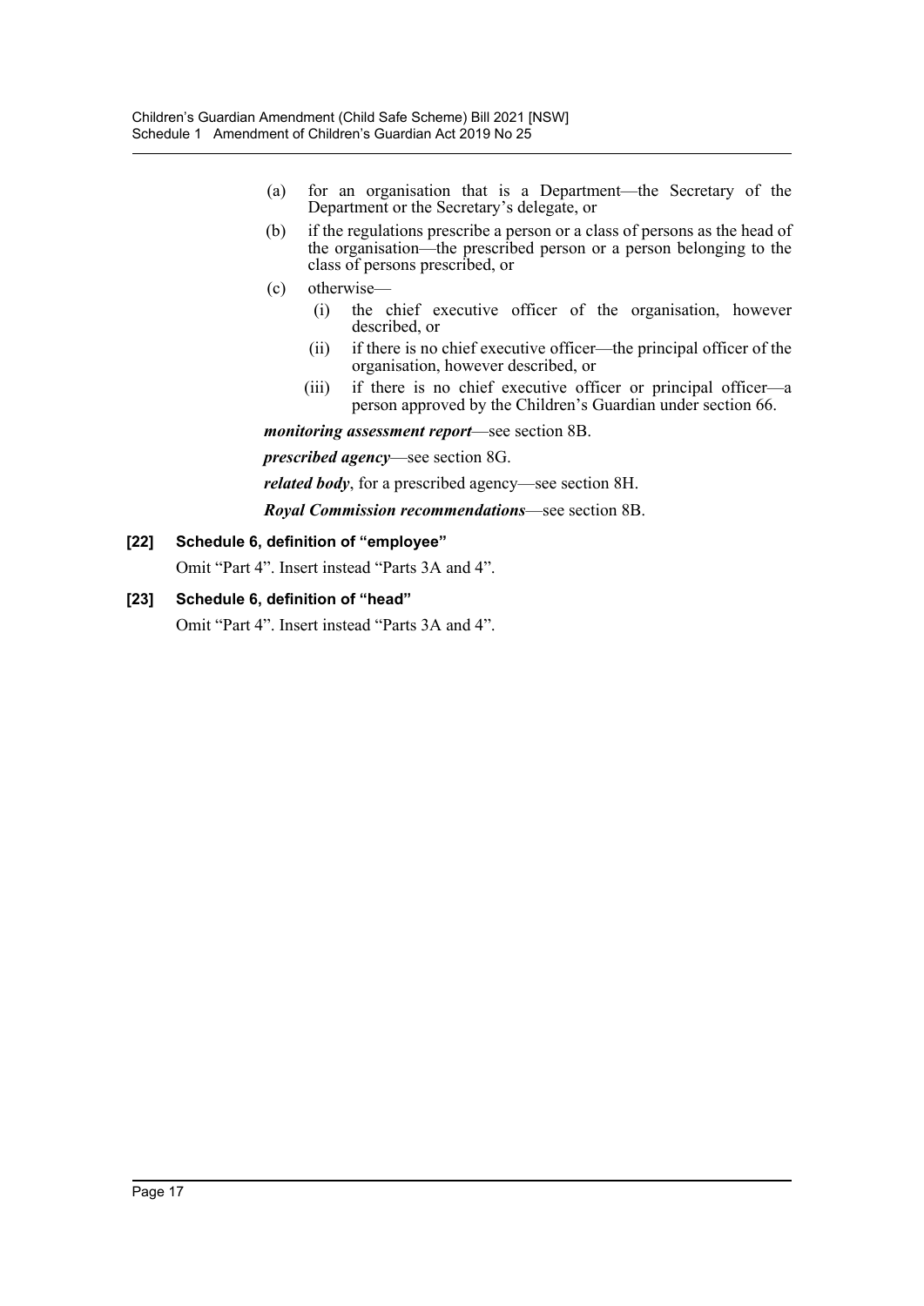(a) for an organisation that is a Department—the Secretary of the Department or the Secretary's delegate, or

(b) if the regulations prescribe a person or a class of persons as the head of the organisation—the prescribed person or a person belonging to the class of persons prescribed, or

(c) otherwise—

   (i) the chief executive officer of the organisation, however described, or

   (ii) if there is no chief executive officer—the principal officer of the organisation, however described, or

   (iii) if there is no chief executive officer or principal officer—a person approved by the Children's Guardian under section 66.

***monitoring assessment report***—see section 8B.

***prescribed agency***—see section 8G.

***related body***, for a prescribed agency—see section 8H.

***Royal Commission recommendations***—see section 8B.

**[22] Schedule 6, definition of "employee"**

Omit "Part 4". Insert instead "Parts 3A and 4".

**[23] Schedule 6, definition of "head"**

Omit "Part 4". Insert instead "Parts 3A and 4".